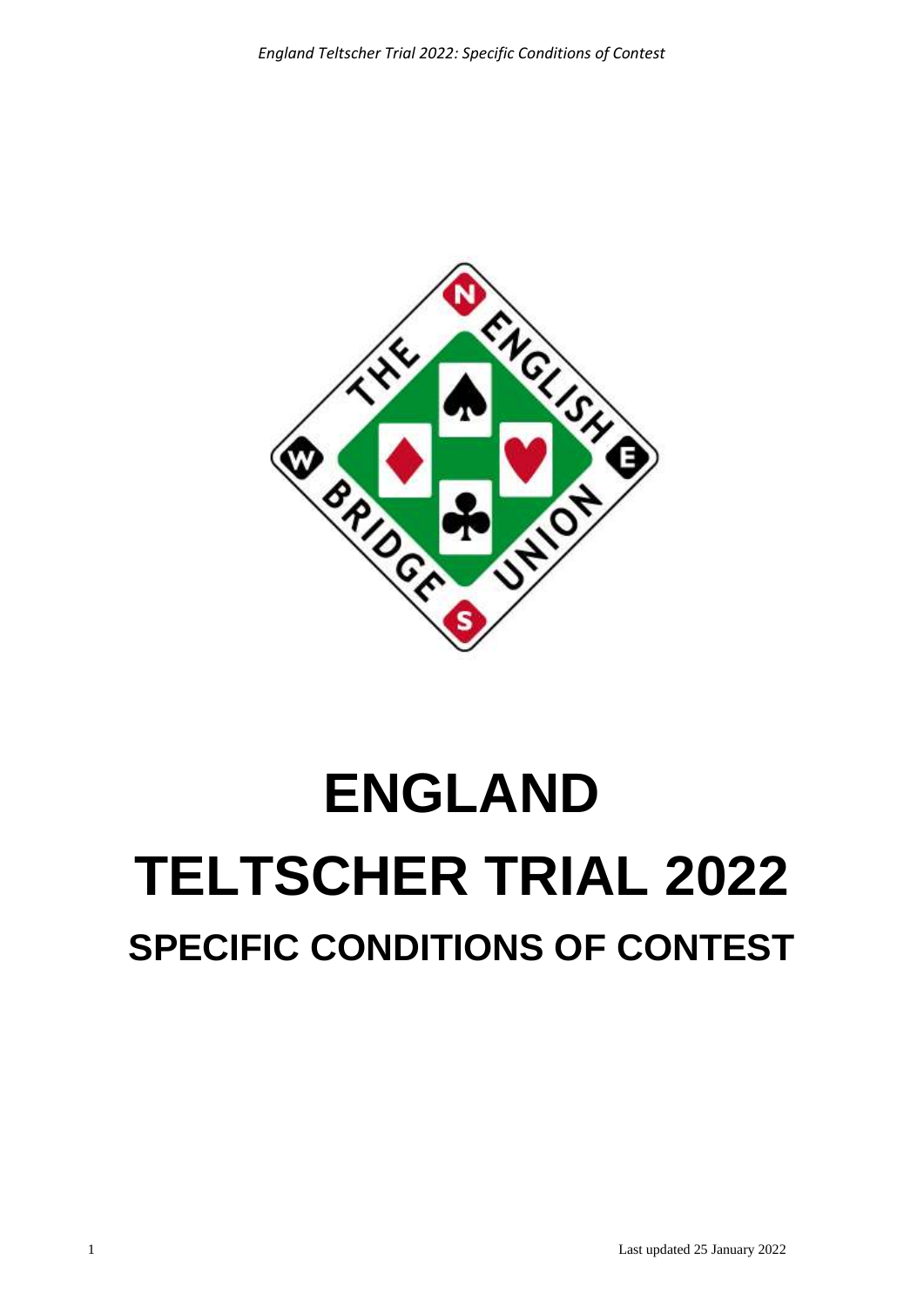# ENGLAND

# TELTSCHER TRIAL 2022

## SPECIFIC CONDITIONS OF CONTEST

Last updated 25 January 2022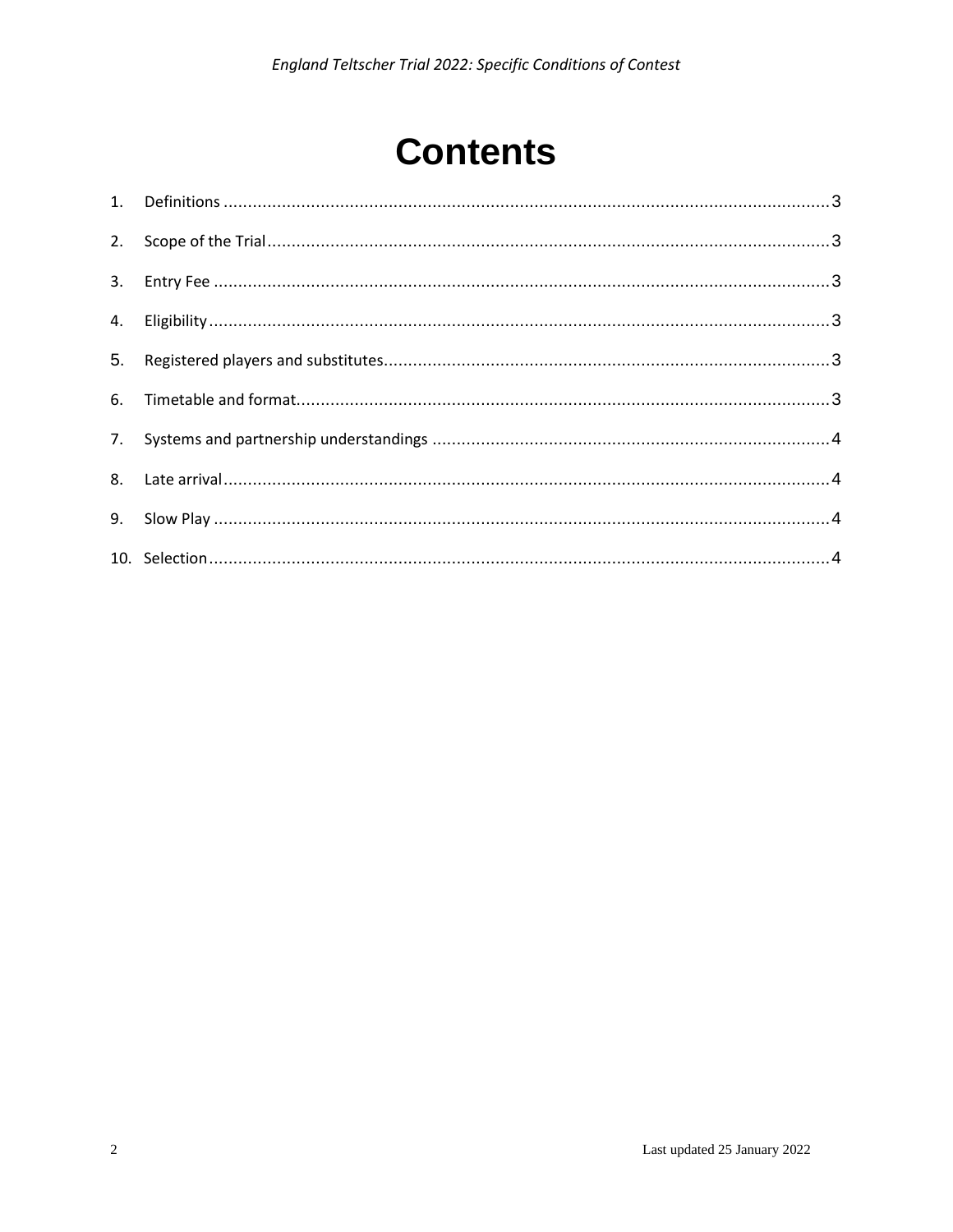# Contents

1. Definitions ........................................................................................................................ 3
2. Scope of the Trial ................................................................................................................ 3
3. Entry Fee ........................................................................................................................... 3
4. Eligibility ............................................................................................................................ 3
5. Registered players and substitutes ...................................................................................... 3
6. Timetable and format .......................................................................................................... 3
7. Systems and partnership understandings ............................................................................. 4
8. Late arrival ......................................................................................................................... 4
9. Slow Play ............................................................................................................................ 4
10. Selection ............................................................................................................................ 4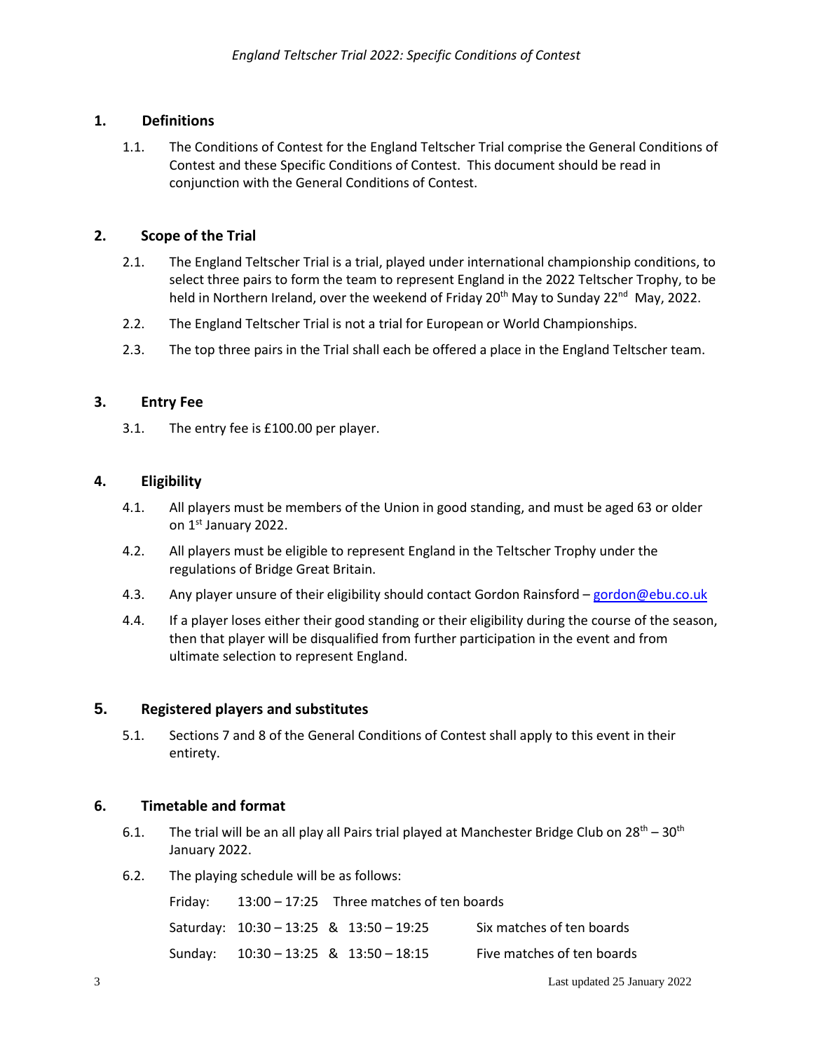## 1. Definitions

1.1. The Conditions of Contest for the England Teltscher Trial comprise the General Conditions of Contest and these Specific Conditions of Contest. This document should be read in conjunction with the General Conditions of Contest.

## 2. Scope of the Trial

2.1. The England Teltscher Trial is a trial, played under international championship conditions, to select three pairs to form the team to represent England in the 2022 Teltscher Trophy, to be held in Northern Ireland, over the weekend of Friday 20th May to Sunday 22nd May, 2022.

2.2. The England Teltscher Trial is not a trial for European or World Championships.

2.3. The top three pairs in the Trial shall each be offered a place in the England Teltscher team.

## 3. Entry Fee

3.1. The entry fee is £100.00 per player.

## 4. Eligibility

4.1. All players must be members of the Union in good standing, and must be aged 63 or older on 1st January 2022.

4.2. All players must be eligible to represent England in the Teltscher Trophy under the regulations of Bridge Great Britain.

4.3. Any player unsure of their eligibility should contact Gordon Rainsford – [gordon@ebu.co.uk](mailto:gordon@ebu.co.uk)

4.4. If a player loses either their good standing or their eligibility during the course of the season, then that player will be disqualified from further participation in the event and from ultimate selection to represent England.

## 5. Registered players and substitutes

5.1. Sections 7 and 8 of the General Conditions of Contest shall apply to this event in their entirety.

## 6. Timetable and format

6.1. The trial will be an all play all Pairs trial played at Manchester Bridge Club on 28th – 30th January 2022.

6.2. The playing schedule will be as follows:

| | | |
|---|---|---|
| Friday: | 13:00 – 17:25 | Three matches of ten boards |
| Saturday: | 10:30 – 13:25 & 13:50 – 19:25 | Six matches of ten boards |
| Sunday: | 10:30 – 13:25 & 13:50 – 18:15 | Five matches of ten boards |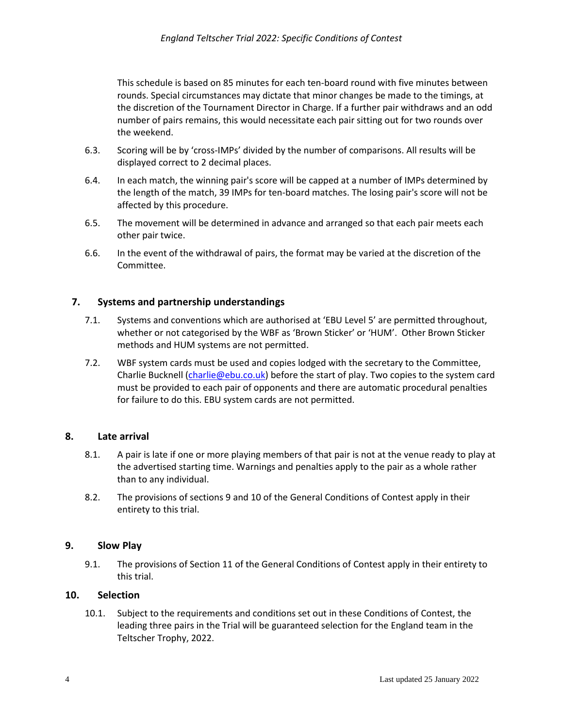This schedule is based on 85 minutes for each ten-board round with five minutes between rounds. Special circumstances may dictate that minor changes be made to the timings, at the discretion of the Tournament Director in Charge. If a further pair withdraws and an odd number of pairs remains, this would necessitate each pair sitting out for two rounds over the weekend.

6.3. Scoring will be by 'cross-IMPs' divided by the number of comparisons. All results will be displayed correct to 2 decimal places.

6.4. In each match, the winning pair's score will be capped at a number of IMPs determined by the length of the match, 39 IMPs for ten-board matches. The losing pair's score will not be affected by this procedure.

6.5. The movement will be determined in advance and arranged so that each pair meets each other pair twice.

6.6. In the event of the withdrawal of pairs, the format may be varied at the discretion of the Committee.

## 7. Systems and partnership understandings

7.1. Systems and conventions which are authorised at 'EBU Level 5' are permitted throughout, whether or not categorised by the WBF as 'Brown Sticker' or 'HUM'. Other Brown Sticker methods and HUM systems are not permitted.

7.2. WBF system cards must be used and copies lodged with the secretary to the Committee, Charlie Bucknell (charlie@ebu.co.uk) before the start of play. Two copies to the system card must be provided to each pair of opponents and there are automatic procedural penalties for failure to do this. EBU system cards are not permitted.

## 8. Late arrival

8.1. A pair is late if one or more playing members of that pair is not at the venue ready to play at the advertised starting time. Warnings and penalties apply to the pair as a whole rather than to any individual.

8.2. The provisions of sections 9 and 10 of the General Conditions of Contest apply in their entirety to this trial.

## 9. Slow Play

9.1. The provisions of Section 11 of the General Conditions of Contest apply in their entirety to this trial.

## 10. Selection

10.1. Subject to the requirements and conditions set out in these Conditions of Contest, the leading three pairs in the Trial will be guaranteed selection for the England team in the Teltscher Trophy, 2022.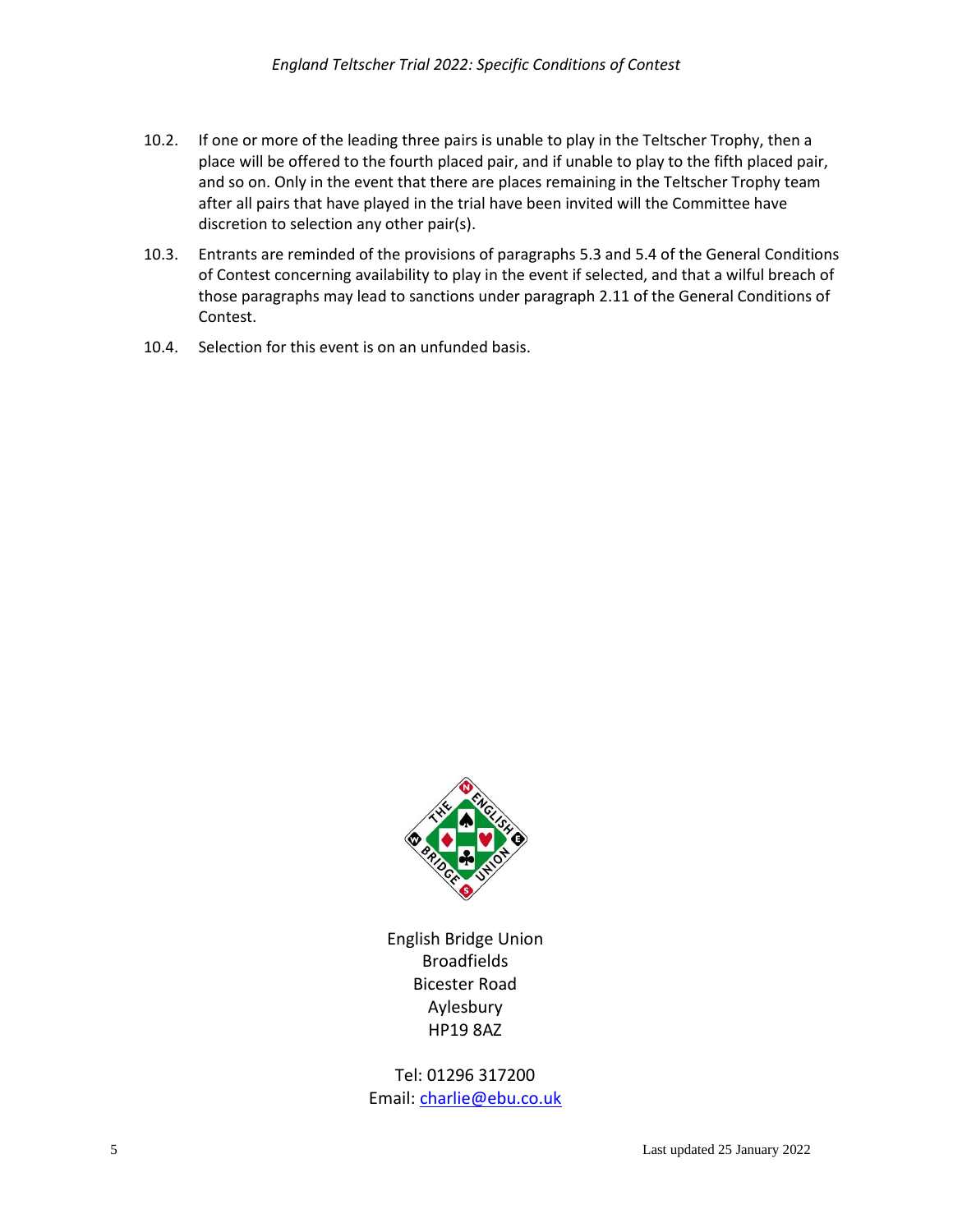10.2. If one or more of the leading three pairs is unable to play in the Teltscher Trophy, then a place will be offered to the fourth placed pair, and if unable to play to the fifth placed pair, and so on. Only in the event that there are places remaining in the Teltscher Trophy team after all pairs that have played in the trial have been invited will the Committee have discretion to selection any other pair(s).

10.3. Entrants are reminded of the provisions of paragraphs 5.3 and 5.4 of the General Conditions of Contest concerning availability to play in the event if selected, and that a wilful breach of those paragraphs may lead to sanctions under paragraph 2.11 of the General Conditions of Contest.

10.4. Selection for this event is on an unfunded basis.

English Bridge Union
Broadfields
Bicester Road
Aylesbury
HP19 8AZ

Tel: 01296 317200
Email: charlie@ebu.co.uk

Last updated 25 January 2022